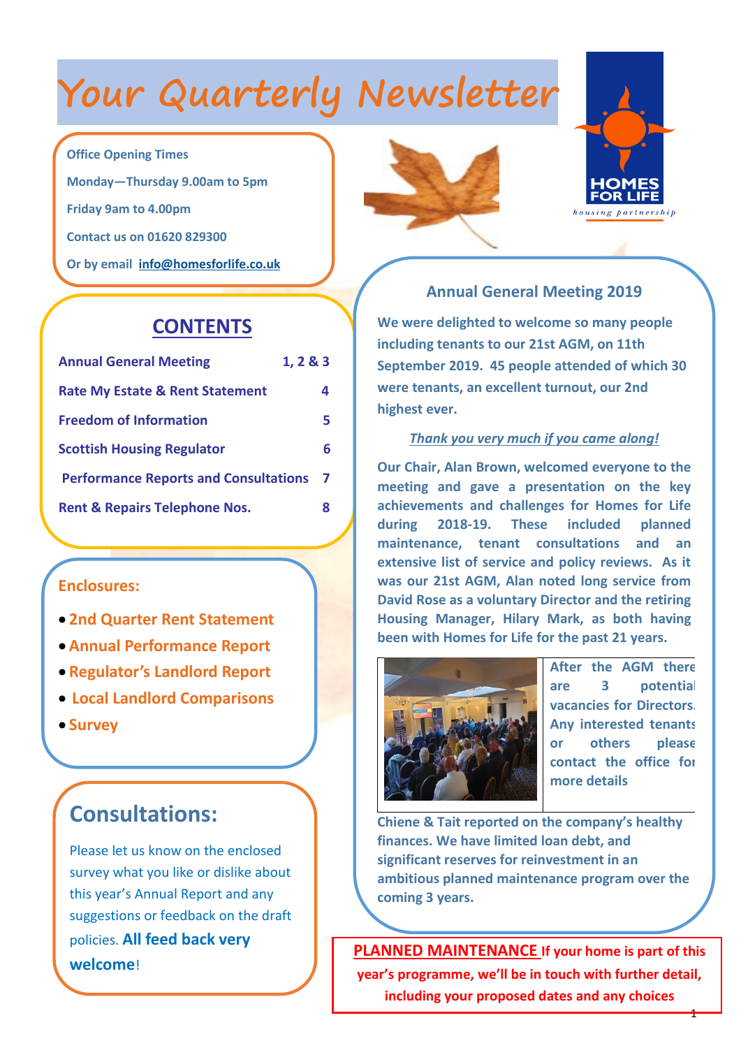# Your Quarterly Newsletter

**Office Opening Times**

**Monday—Thursday 9.00am to 5pm**

**Friday 9am to 4.00pm**

**Contact us on 01620 829300**

**Or by email info@homesforlife.co.uk**

## CONTENTS

| | |
|---|---|
| **Annual General Meeting** | **1, 2 & 3** |
| **Rate My Estate & Rent Statement** | **4** |
| **Freedom of Information** | **5** |
| **Scottish Housing Regulator** | **6** |
| **Performance Reports and Consultations** | **7** |
| **Rent & Repairs Telephone Nos.** | **8** |

**Enclosures:**

- **2nd Quarter Rent Statement**
- **Annual Performance Report**
- **Regulator's Landlord Report**
- **Local Landlord Comparisons**
- **Survey**

## Consultations:

Please let us know on the enclosed survey what you like or dislike about this year's Annual Report and any suggestions or feedback on the draft policies. **All feed back very welcome**!

HOMES FOR LIFE
housing partnership

### Annual General Meeting 2019

**We were delighted to welcome so many people including tenants to our 21st AGM, on 11th September 2019. 45 people attended of which 30 were tenants, an excellent turnout, our 2nd highest ever.**

***Thank you very much if you came along!***

**Our Chair, Alan Brown, welcomed everyone to the meeting and gave a presentation on the key achievements and challenges for Homes for Life during 2018-19. These included planned maintenance, tenant consultations and an extensive list of service and policy reviews. As it was our 21st AGM, Alan noted long service from David Rose as a voluntary Director and the retiring Housing Manager, Hilary Mark, as both having been with Homes for Life for the past 21 years.**

**After the AGM there are 3 potential vacancies for Directors. Any interested tenants or others please contact the office for more details**

**Chiene & Tait reported on the company's healthy finances. We have limited loan debt, and significant reserves for reinvestment in an ambitious planned maintenance program over the coming 3 years.**

**PLANNED MAINTENANCE If your home is part of this year's programme, we'll be in touch with further detail, including your proposed dates and any choices**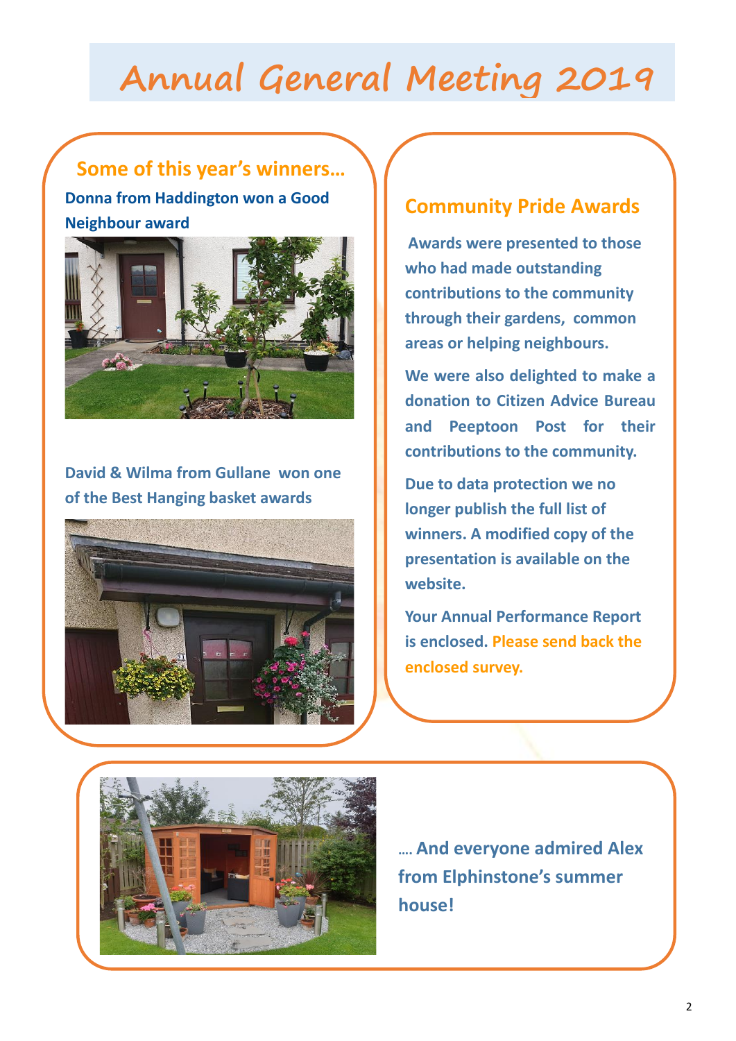# Annual General Meeting 2019

## Some of this year's winners…

**Donna from Haddington won a Good Neighbour award**

**David & Wilma from Gullane won one of the Best Hanging basket awards**

## Community Pride Awards

**Awards were presented to those who had made outstanding contributions to the community through their gardens, common areas or helping neighbours.**

**We were also delighted to make a donation to Citizen Advice Bureau and Peeptoon Post for their contributions to the community.**

**Due to data protection we no longer publish the full list of winners. A modified copy of the presentation is available on the website.**

**Your Annual Performance Report is enclosed. Please send back the enclosed survey.**

**…. And everyone admired Alex from Elphinstone's summer house!**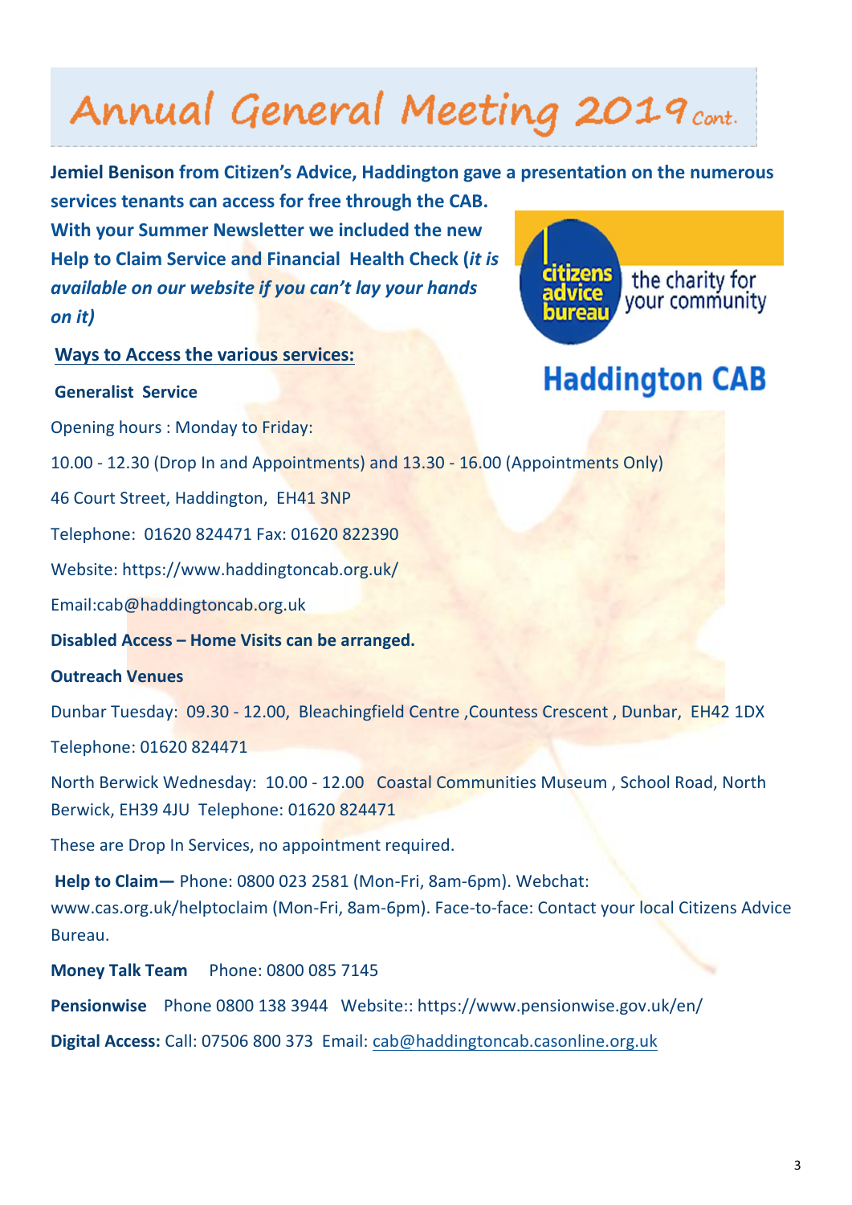# Annual General Meeting 2019 *Cont.*

**Jemiel Benison from Citizen's Advice, Haddington gave a presentation on the numerous services tenants can access for free through the CAB.**

**With your Summer Newsletter we included the new Help to Claim Service and Financial Health Check (*it is available on our website if you can't lay your hands on it)***

citizens advice bureau — the charity for your community

**Haddington CAB**

**Ways to Access the various services:**

**Generalist Service**

Opening hours : Monday to Friday:

10.00 - 12.30 (Drop In and Appointments) and 13.30 - 16.00 (Appointments Only)

46 Court Street, Haddington, EH41 3NP

Telephone: 01620 824471 Fax: 01620 822390

Website: https://www.haddingtoncab.org.uk/

Email:cab@haddingtoncab.org.uk

**Disabled Access – Home Visits can be arranged.**

**Outreach Venues**

Dunbar Tuesday: 09.30 - 12.00, Bleachingfield Centre ,Countess Crescent , Dunbar, EH42 1DX

Telephone: 01620 824471

North Berwick Wednesday: 10.00 - 12.00 Coastal Communities Museum , School Road, North Berwick, EH39 4JU Telephone: 01620 824471

These are Drop In Services, no appointment required.

**Help to Claim—** Phone: 0800 023 2581 (Mon-Fri, 8am-6pm). Webchat: www.cas.org.uk/helptoclaim (Mon-Fri, 8am-6pm). Face-to-face: Contact your local Citizens Advice Bureau.

**Money Talk Team** Phone: 0800 085 7145

**Pensionwise** Phone 0800 138 3944 Website:: https://www.pensionwise.gov.uk/en/

**Digital Access:** Call: 07506 800 373 Email: cab@haddingtoncab.casonline.org.uk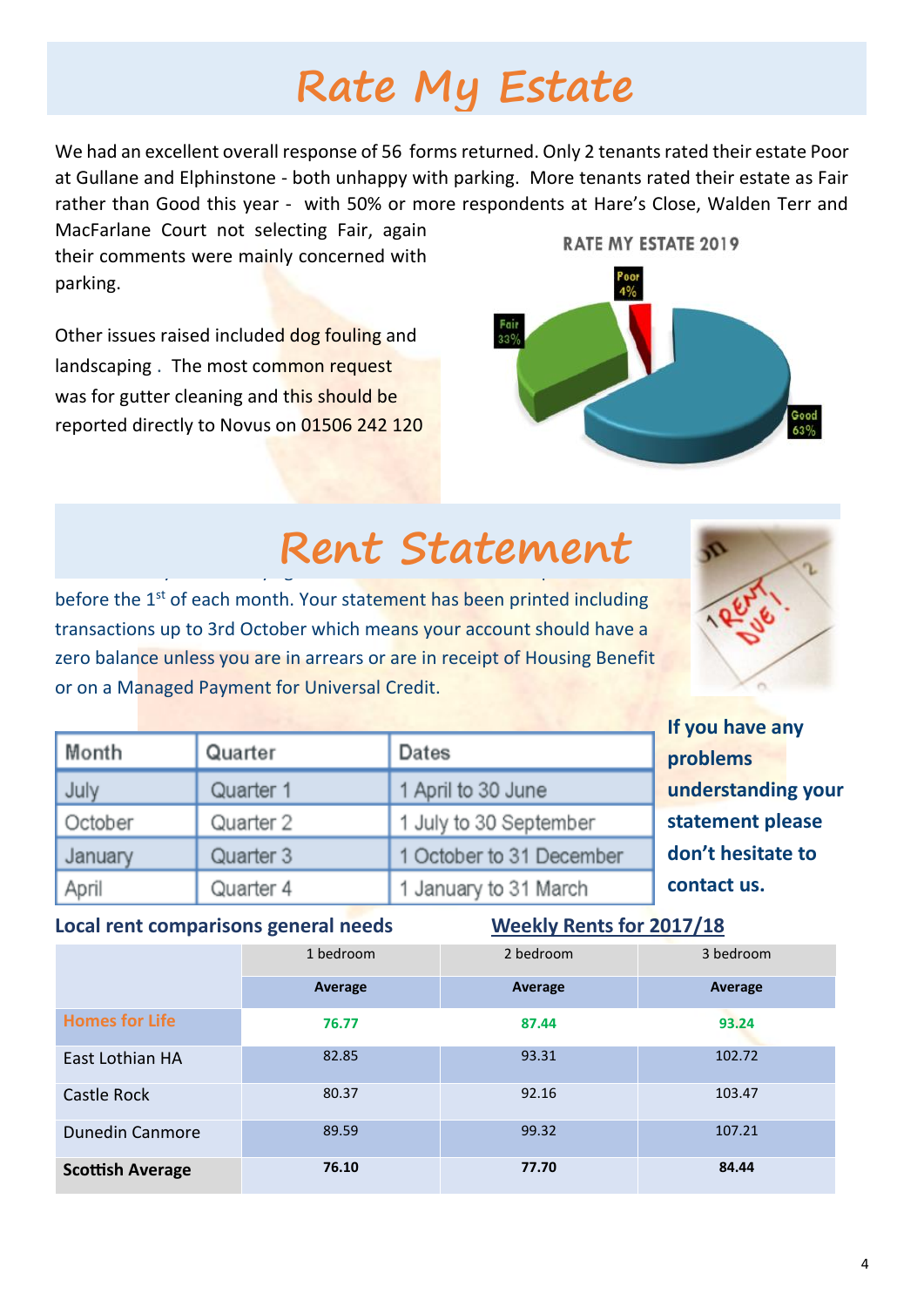# Rate My Estate

We had an excellent overall response of 56 forms returned. Only 2 tenants rated their estate Poor at Gullane and Elphinstone - both unhappy with parking. More tenants rated their estate as Fair rather than Good this year - with 50% or more respondents at Hare's Close, Walden Terr and MacFarlane Court not selecting Fair, again their comments were mainly concerned with parking.

Other issues raised included dog fouling and landscaping . The most common request was for gutter cleaning and this should be reported directly to Novus on 01506 242 120

RATE MY ESTATE 2019

Poor 4%

Fair 33%

Good 63%

# Rent Statement

before the 1st of each month. Your statement has been printed including transactions up to 3rd October which means your account should have a zero balance unless you are in arrears or are in receipt of Housing Benefit or on a Managed Payment for Universal Credit.

| Month | Quarter | Dates |
|---|---|---|
| July | Quarter 1 | 1 April to 30 June |
| October | Quarter 2 | 1 July to 30 September |
| January | Quarter 3 | 1 October to 31 December |
| April | Quarter 4 | 1 January to 31 March |

**If you have any problems understanding your statement please don't hesitate to contact us.**

**Local rent comparisons general needs** **Weekly Rents for 2017/18**

| | 1 bedroom | 2 bedroom | 3 bedroom |
|---|---|---|---|
| | **Average** | **Average** | **Average** |
| Homes for Life | **76.77** | **87.44** | **93.24** |
| East Lothian HA | 82.85 | 93.31 | 102.72 |
| Castle Rock | 80.37 | 92.16 | 103.47 |
| Dunedin Canmore | 89.59 | 99.32 | 107.21 |
| **Scottish Average** | **76.10** | **77.70** | **84.44** |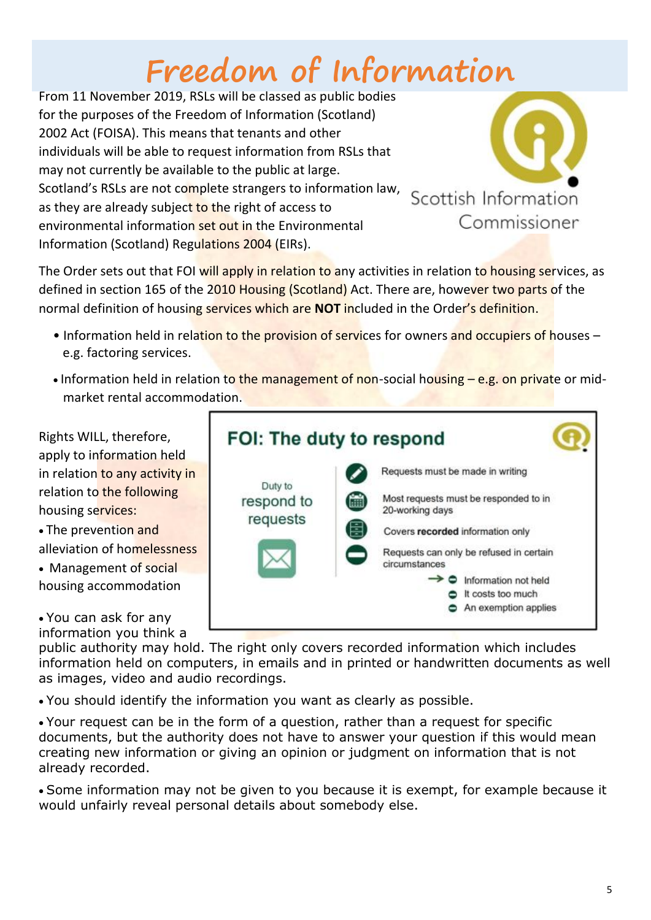# Freedom of Information

From 11 November 2019, RSLs will be classed as public bodies for the purposes of the Freedom of Information (Scotland) 2002 Act (FOISA). This means that tenants and other individuals will be able to request information from RSLs that may not currently be available to the public at large. Scotland's RSLs are not complete strangers to information law, as they are already subject to the right of access to environmental information set out in the Environmental Information (Scotland) Regulations 2004 (EIRs).

Scottish Information Commissioner

The Order sets out that FOI will apply in relation to any activities in relation to housing services, as defined in section 165 of the 2010 Housing (Scotland) Act. There are, however two parts of the normal definition of housing services which are **NOT** included in the Order's definition.

- Information held in relation to the provision of services for owners and occupiers of houses – e.g. factoring services.
- Information held in relation to the management of non-social housing – e.g. on private or mid-market rental accommodation.

Rights WILL, therefore, apply to information held in relation to any activity in relation to the following housing services:

- The prevention and alleviation of homelessness
- Management of social housing accommodation

**FOI: The duty to respond**

Duty to respond to requests

- Requests must be made in writing
- Most requests must be responded to in 20-working days
- Covers **recorded** information only
- Requests can only be refused in certain circumstances
  - Information not held
  - It costs too much
  - An exemption applies

- You can ask for any information you think a public authority may hold. The right only covers recorded information which includes information held on computers, in emails and in printed or handwritten documents as well as images, video and audio recordings.
- You should identify the information you want as clearly as possible.
- Your request can be in the form of a question, rather than a request for specific documents, but the authority does not have to answer your question if this would mean creating new information or giving an opinion or judgment on information that is not already recorded.
- Some information may not be given to you because it is exempt, for example because it would unfairly reveal personal details about somebody else.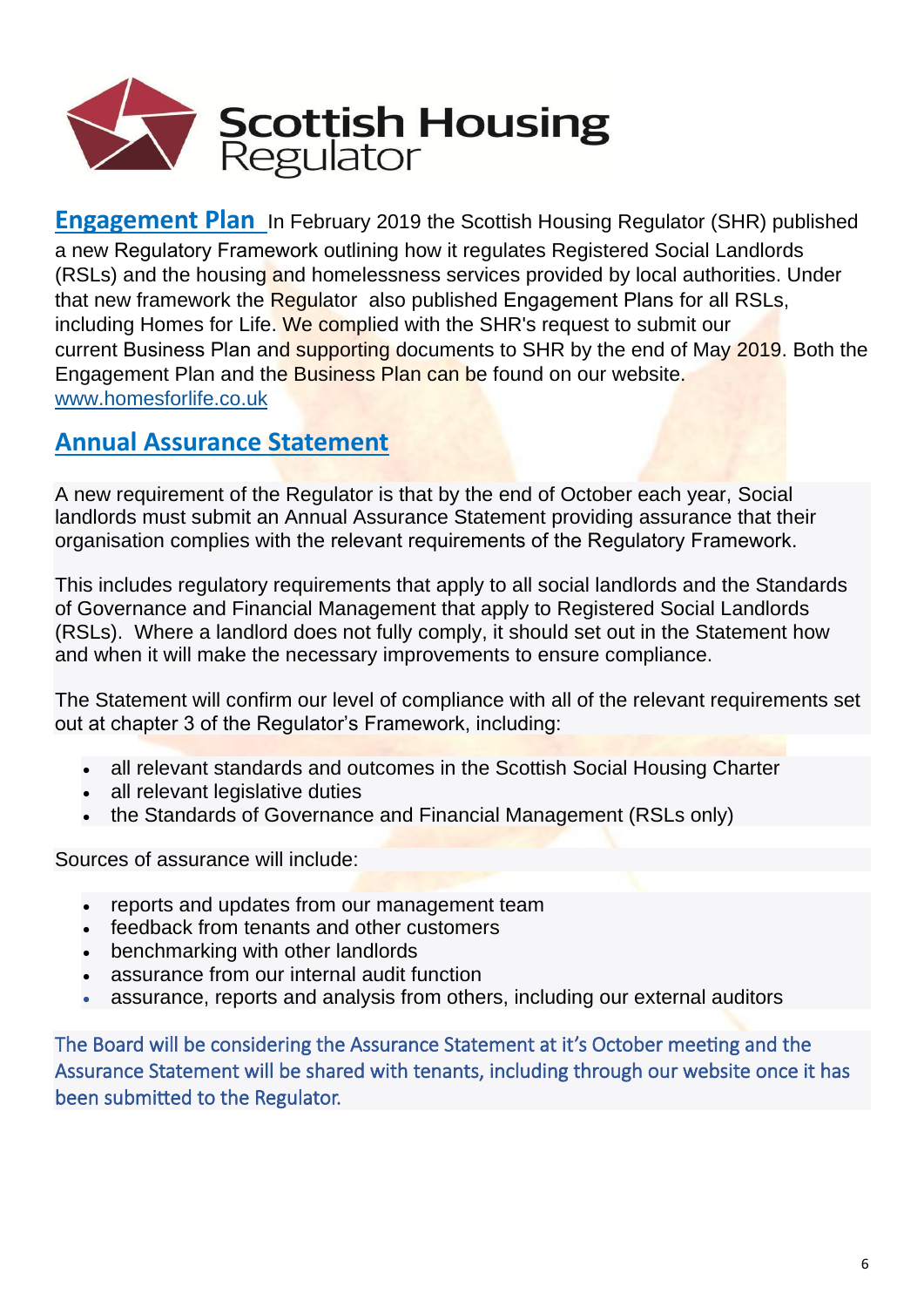Scottish Housing Regulator

**Engagement Plan** In February 2019 the Scottish Housing Regulator (SHR) published a new Regulatory Framework outlining how it regulates Registered Social Landlords (RSLs) and the housing and homelessness services provided by local authorities. Under that new framework the Regulator also published Engagement Plans for all RSLs, including Homes for Life. We complied with the SHR's request to submit our current Business Plan and supporting documents to SHR by the end of May 2019. Both the Engagement Plan and the Business Plan can be found on our website. www.homesforlife.co.uk

## Annual Assurance Statement

A new requirement of the Regulator is that by the end of October each year, Social landlords must submit an Annual Assurance Statement providing assurance that their organisation complies with the relevant requirements of the Regulatory Framework.

This includes regulatory requirements that apply to all social landlords and the Standards of Governance and Financial Management that apply to Registered Social Landlords (RSLs). Where a landlord does not fully comply, it should set out in the Statement how and when it will make the necessary improvements to ensure compliance.

The Statement will confirm our level of compliance with all of the relevant requirements set out at chapter 3 of the Regulator's Framework, including:

- all relevant standards and outcomes in the Scottish Social Housing Charter
- all relevant legislative duties
- the Standards of Governance and Financial Management (RSLs only)

Sources of assurance will include:

- reports and updates from our management team
- feedback from tenants and other customers
- benchmarking with other landlords
- assurance from our internal audit function
- assurance, reports and analysis from others, including our external auditors

The Board will be considering the Assurance Statement at it's October meeting and the Assurance Statement will be shared with tenants, including through our website once it has been submitted to the Regulator.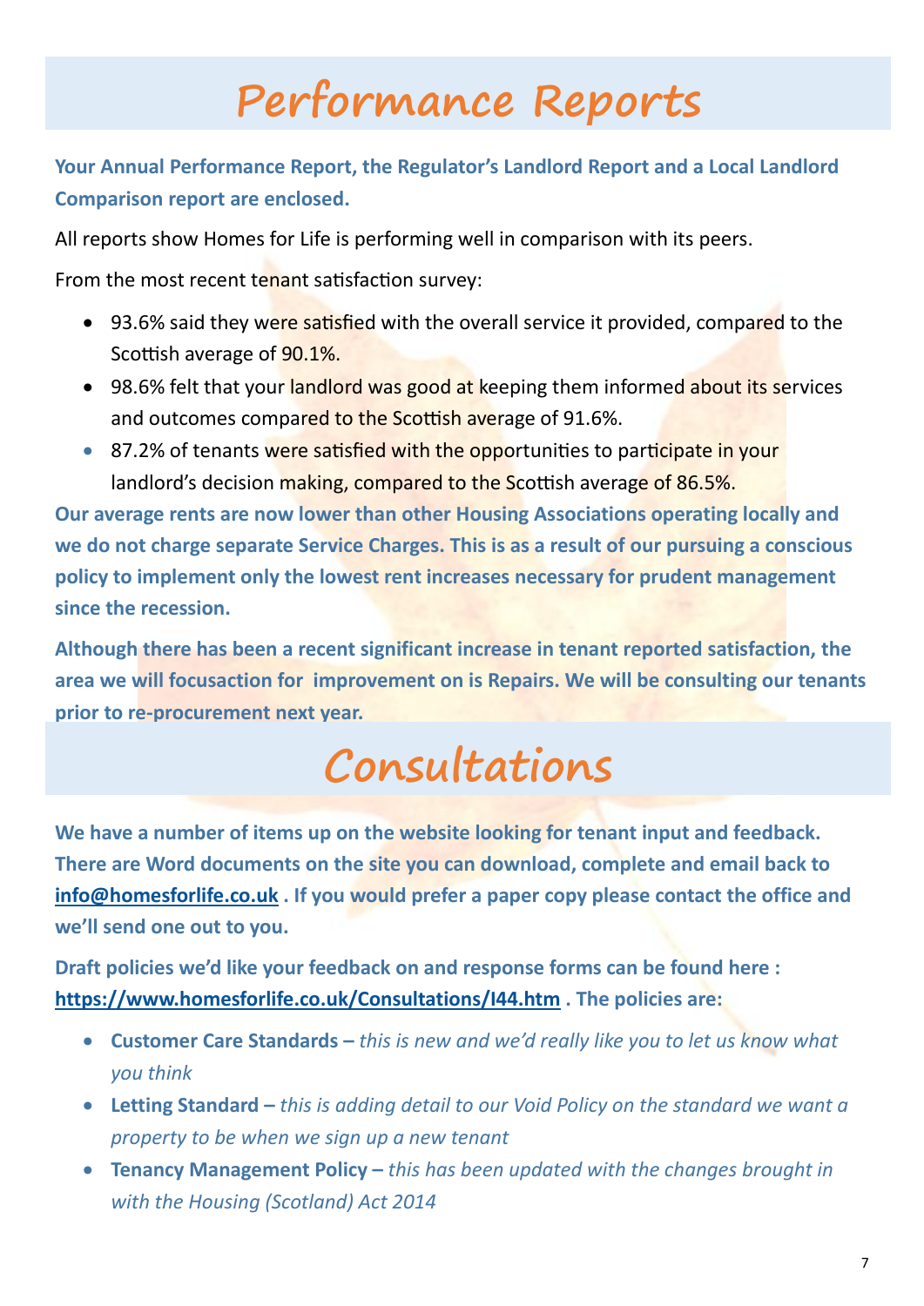# Performance Reports

**Your Annual Performance Report, the Regulator's Landlord Report and a Local Landlord Comparison report are enclosed.**

All reports show Homes for Life is performing well in comparison with its peers.

From the most recent tenant satisfaction survey:

- 93.6% said they were satisfied with the overall service it provided, compared to the Scottish average of 90.1%.
- 98.6% felt that your landlord was good at keeping them informed about its services and outcomes compared to the Scottish average of 91.6%.
- 87.2% of tenants were satisfied with the opportunities to participate in your landlord's decision making, compared to the Scottish average of 86.5%.

**Our average rents are now lower than other Housing Associations operating locally and we do not charge separate Service Charges. This is as a result of our pursuing a conscious policy to implement only the lowest rent increases necessary for prudent management since the recession.**

**Although there has been a recent significant increase in tenant reported satisfaction, the area we will focusaction for improvement on is Repairs. We will be consulting our tenants prior to re-procurement next year.**

# Consultations

**We have a number of items up on the website looking for tenant input and feedback. There are Word documents on the site you can download, complete and email back to info@homesforlife.co.uk . If you would prefer a paper copy please contact the office and we'll send one out to you.**

**Draft policies we'd like your feedback on and response forms can be found here : https://www.homesforlife.co.uk/Consultations/I44.htm . The policies are:**

- **Customer Care Standards –** *this is new and we'd really like you to let us know what you think*
- **Letting Standard –** *this is adding detail to our Void Policy on the standard we want a property to be when we sign up a new tenant*
- **Tenancy Management Policy –** *this has been updated with the changes brought in with the Housing (Scotland) Act 2014*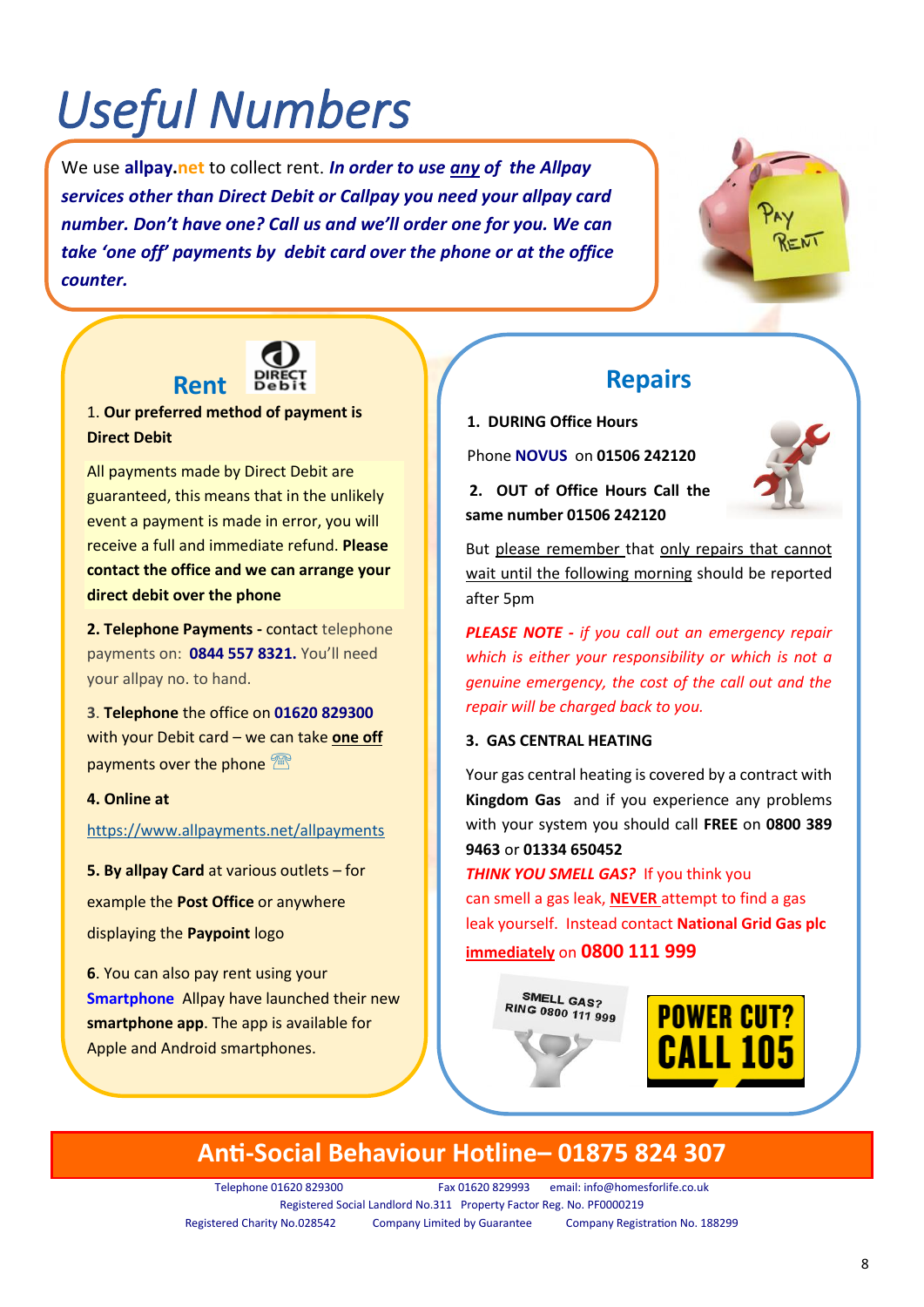# Useful Numbers

We use **allpay.net** to collect rent. ***In order to use any of the Allpay services other than Direct Debit or Callpay you need your allpay card number. Don't have one? Call us and we'll order one for you. We can take 'one off' payments by debit card over the phone or at the office counter.***

## Rent

1. **Our preferred method of payment is Direct Debit**

All payments made by Direct Debit are guaranteed, this means that in the unlikely event a payment is made in error, you will receive a full and immediate refund. **Please contact the office and we can arrange your direct debit over the phone**

**2. Telephone Payments -** contact telephone payments on: **0844 557 8321.** You'll need your allpay no. to hand.

3. **Telephone** the office on **01620 829300** with your Debit card – we can take **one off** payments over the phone

**4. Online at**

https://www.allpayments.net/allpayments

**5. By allpay Card** at various outlets – for example the **Post Office** or anywhere displaying the **Paypoint** logo

6. You can also pay rent using your **Smartphone** Allpay have launched their new **smartphone app**. The app is available for Apple and Android smartphones.

## Repairs

1. **DURING Office Hours**

Phone **NOVUS** on **01506 242120**

2. **OUT of Office Hours Call the same number 01506 242120**

But please remember that only repairs that cannot wait until the following morning should be reported after 5pm

***PLEASE NOTE*** *- if you call out an emergency repair which is either your responsibility or which is not a genuine emergency, the cost of the call out and the repair will be charged back to you.*

3. **GAS CENTRAL HEATING**

Your gas central heating is covered by a contract with **Kingdom Gas** and if you experience any problems with your system you should call **FREE** on **0800 389 9463** or **01334 650452**

***THINK YOU SMELL GAS?*** If you think you can smell a gas leak, **NEVER** attempt to find a gas leak yourself. Instead contact **National Grid Gas plc** **immediately** on **0800 111 999**

SMELL GAS? RING 0800 111 999

POWER CUT? CALL 105

## Anti-Social Behaviour Hotline– 01875 824 307

Telephone 01620 829300 Fax 01620 829993 email: info@homesforlife.co.uk
Registered Social Landlord No.311 Property Factor Reg. No. PF0000219
Registered Charity No.028542 Company Limited by Guarantee Company Registration No. 188299